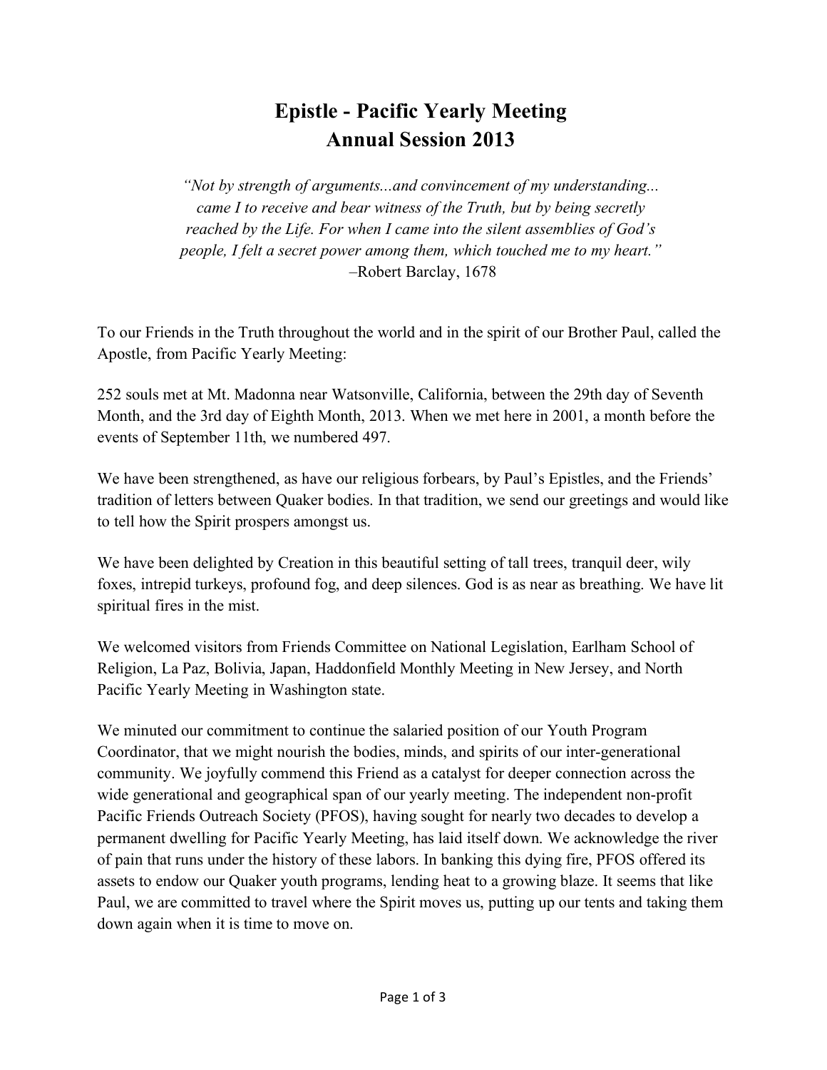# Epistle - Pacific Yearly Meeting
# Annual Session 2013

*"Not by strength of arguments...and convincement of my understanding... came I to receive and bear witness of the Truth, but by being secretly reached by the Life. For when I came into the silent assemblies of God's people, I felt a secret power among them, which touched me to my heart."*
–Robert Barclay, 1678

To our Friends in the Truth throughout the world and in the spirit of our Brother Paul, called the Apostle, from Pacific Yearly Meeting:

252 souls met at Mt. Madonna near Watsonville, California, between the 29th day of Seventh Month, and the 3rd day of Eighth Month, 2013. When we met here in 2001, a month before the events of September 11th, we numbered 497.

We have been strengthened, as have our religious forbears, by Paul's Epistles, and the Friends' tradition of letters between Quaker bodies. In that tradition, we send our greetings and would like to tell how the Spirit prospers amongst us.

We have been delighted by Creation in this beautiful setting of tall trees, tranquil deer, wily foxes, intrepid turkeys, profound fog, and deep silences. God is as near as breathing. We have lit spiritual fires in the mist.

We welcomed visitors from Friends Committee on National Legislation, Earlham School of Religion, La Paz, Bolivia, Japan, Haddonfield Monthly Meeting in New Jersey, and North Pacific Yearly Meeting in Washington state.

We minuted our commitment to continue the salaried position of our Youth Program Coordinator, that we might nourish the bodies, minds, and spirits of our inter-generational community. We joyfully commend this Friend as a catalyst for deeper connection across the wide generational and geographical span of our yearly meeting. The independent non-profit Pacific Friends Outreach Society (PFOS), having sought for nearly two decades to develop a permanent dwelling for Pacific Yearly Meeting, has laid itself down. We acknowledge the river of pain that runs under the history of these labors. In banking this dying fire, PFOS offered its assets to endow our Quaker youth programs, lending heat to a growing blaze. It seems that like Paul, we are committed to travel where the Spirit moves us, putting up our tents and taking them down again when it is time to move on.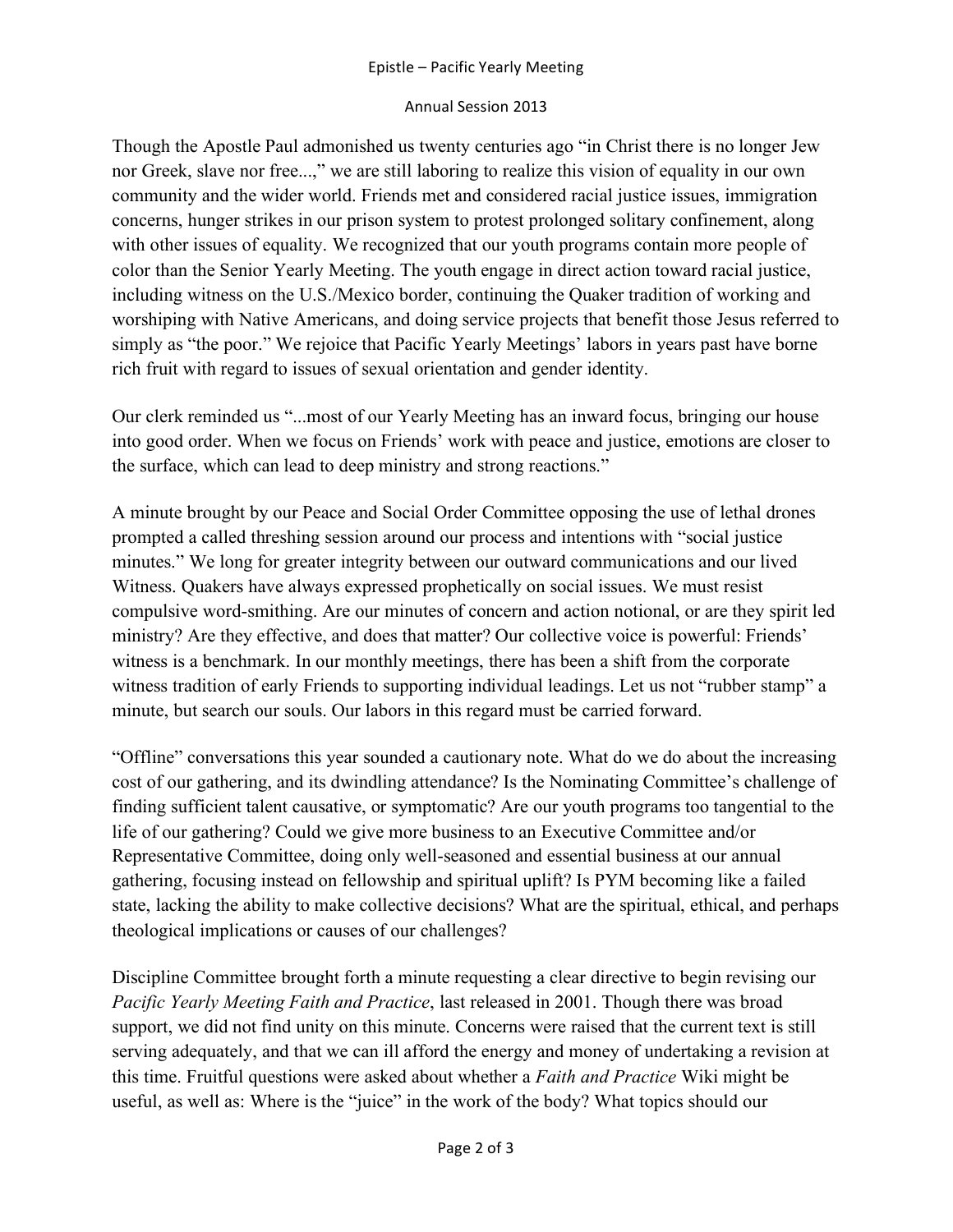Though the Apostle Paul admonished us twenty centuries ago "in Christ there is no longer Jew nor Greek, slave nor free...," we are still laboring to realize this vision of equality in our own community and the wider world. Friends met and considered racial justice issues, immigration concerns, hunger strikes in our prison system to protest prolonged solitary confinement, along with other issues of equality. We recognized that our youth programs contain more people of color than the Senior Yearly Meeting. The youth engage in direct action toward racial justice, including witness on the U.S./Mexico border, continuing the Quaker tradition of working and worshiping with Native Americans, and doing service projects that benefit those Jesus referred to simply as "the poor." We rejoice that Pacific Yearly Meetings' labors in years past have borne rich fruit with regard to issues of sexual orientation and gender identity.

Our clerk reminded us "...most of our Yearly Meeting has an inward focus, bringing our house into good order. When we focus on Friends' work with peace and justice, emotions are closer to the surface, which can lead to deep ministry and strong reactions."

A minute brought by our Peace and Social Order Committee opposing the use of lethal drones prompted a called threshing session around our process and intentions with "social justice minutes." We long for greater integrity between our outward communications and our lived Witness. Quakers have always expressed prophetically on social issues. We must resist compulsive word-smithing. Are our minutes of concern and action notional, or are they spirit led ministry? Are they effective, and does that matter? Our collective voice is powerful: Friends' witness is a benchmark. In our monthly meetings, there has been a shift from the corporate witness tradition of early Friends to supporting individual leadings. Let us not "rubber stamp" a minute, but search our souls. Our labors in this regard must be carried forward.

"Offline" conversations this year sounded a cautionary note. What do we do about the increasing cost of our gathering, and its dwindling attendance? Is the Nominating Committee's challenge of finding sufficient talent causative, or symptomatic? Are our youth programs too tangential to the life of our gathering? Could we give more business to an Executive Committee and/or Representative Committee, doing only well-seasoned and essential business at our annual gathering, focusing instead on fellowship and spiritual uplift? Is PYM becoming like a failed state, lacking the ability to make collective decisions? What are the spiritual, ethical, and perhaps theological implications or causes of our challenges?

Discipline Committee brought forth a minute requesting a clear directive to begin revising our *Pacific Yearly Meeting Faith and Practice*, last released in 2001. Though there was broad support, we did not find unity on this minute. Concerns were raised that the current text is still serving adequately, and that we can ill afford the energy and money of undertaking a revision at this time. Fruitful questions were asked about whether a *Faith and Practice* Wiki might be useful, as well as: Where is the "juice" in the work of the body? What topics should our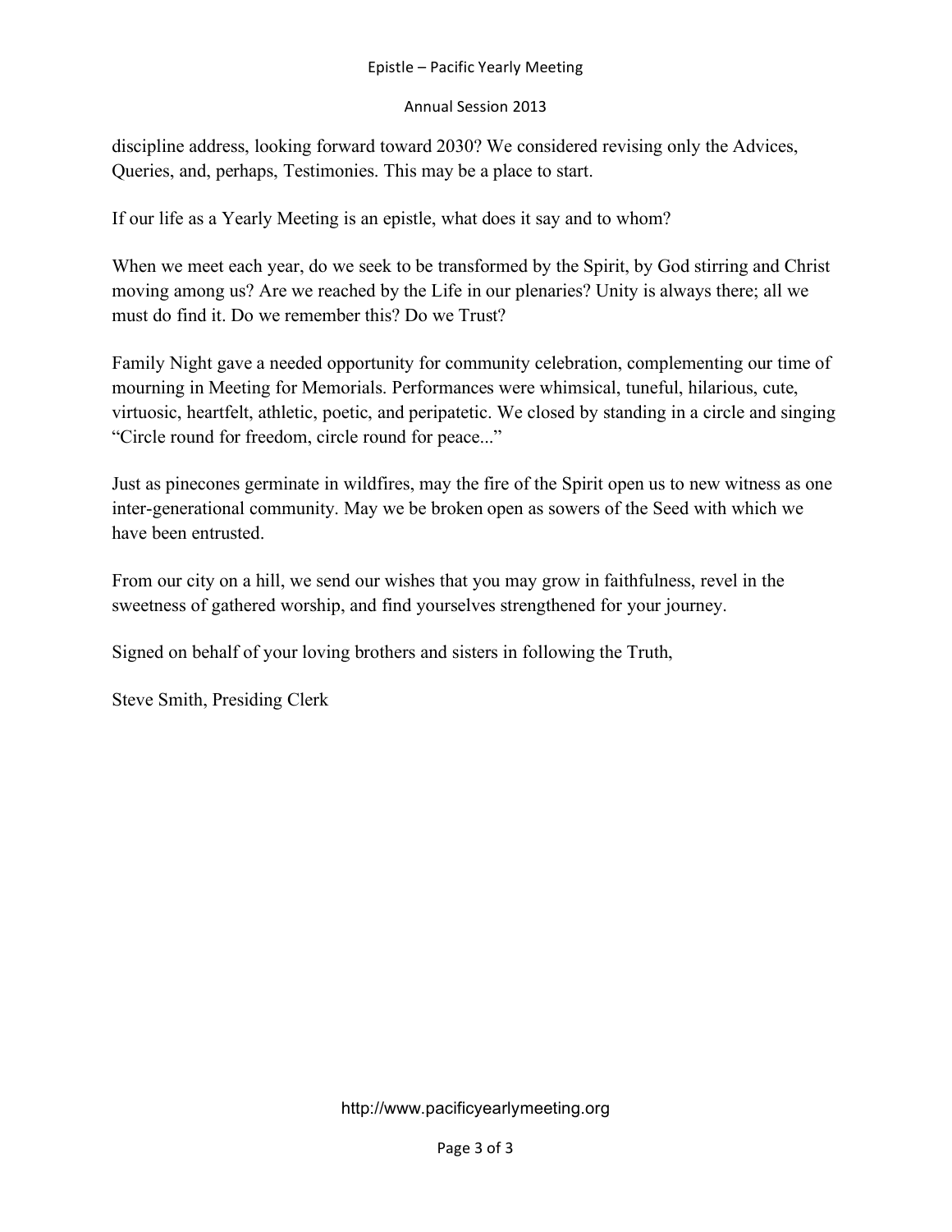discipline address, looking forward toward 2030? We considered revising only the Advices, Queries, and, perhaps, Testimonies. This may be a place to start.

If our life as a Yearly Meeting is an epistle, what does it say and to whom?

When we meet each year, do we seek to be transformed by the Spirit, by God stirring and Christ moving among us? Are we reached by the Life in our plenaries? Unity is always there; all we must do find it. Do we remember this? Do we Trust?

Family Night gave a needed opportunity for community celebration, complementing our time of mourning in Meeting for Memorials. Performances were whimsical, tuneful, hilarious, cute, virtuosic, heartfelt, athletic, poetic, and peripatetic. We closed by standing in a circle and singing "Circle round for freedom, circle round for peace..."

Just as pinecones germinate in wildfires, may the fire of the Spirit open us to new witness as one inter-generational community. May we be broken open as sowers of the Seed with which we have been entrusted.

From our city on a hill, we send our wishes that you may grow in faithfulness, revel in the sweetness of gathered worship, and find yourselves strengthened for your journey.

Signed on behalf of your loving brothers and sisters in following the Truth,

Steve Smith, Presiding Clerk

http://www.pacificyearlymeeting.org